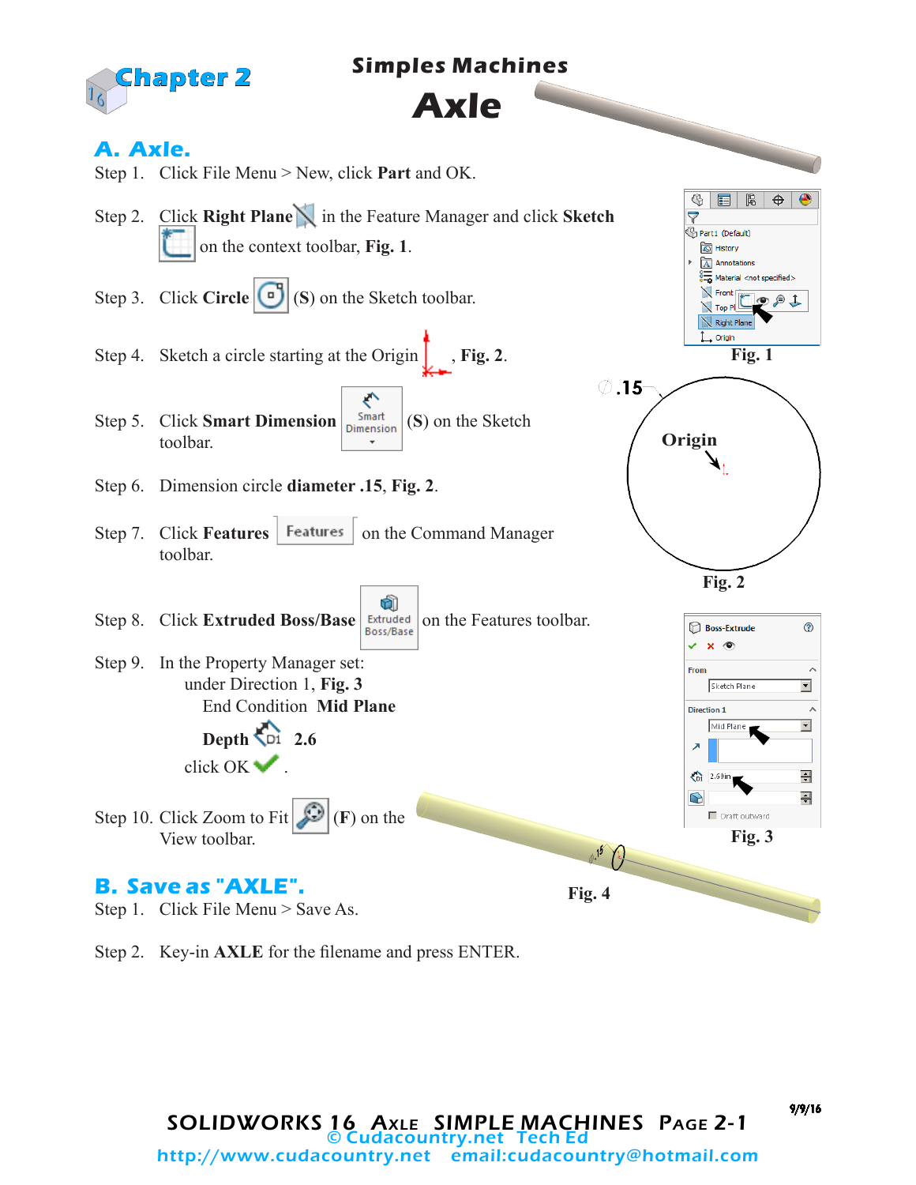# Chapter 2

## Simples Machines

# Axle

## A. Axle.

Step 1. Click File Menu > New, click **Part** and OK.

Step 2. Click **Right Plane** in the Feature Manager and click **Sketch** on the context toolbar, **Fig. 1**.

Step 3. Click **Circle** (**S**) on the Sketch toolbar.

Step 4. Sketch a circle starting at the Origin, **Fig. 2**.

Step 5. Click **Smart Dimension** (**S**) on the Sketch toolbar.

Step 6. Dimension circle **diameter .15**, **Fig. 2**.

Step 7. Click **Features** on the Command Manager toolbar.

Step 8. Click **Extruded Boss/Base** on the Features toolbar.

Step 9. In the Property Manager set:
under Direction 1, **Fig. 3**
End Condition **Mid Plane**
**Depth** **2.6**
click OK.

Step 10. Click Zoom to Fit (**F**) on the View toolbar.

**Fig. 1**

**Fig. 2**

**Fig. 3**

**Fig. 4**

## B. Save as "AXLE".

Step 1. Click File Menu > Save As.

Step 2. Key-in **AXLE** for the filename and press ENTER.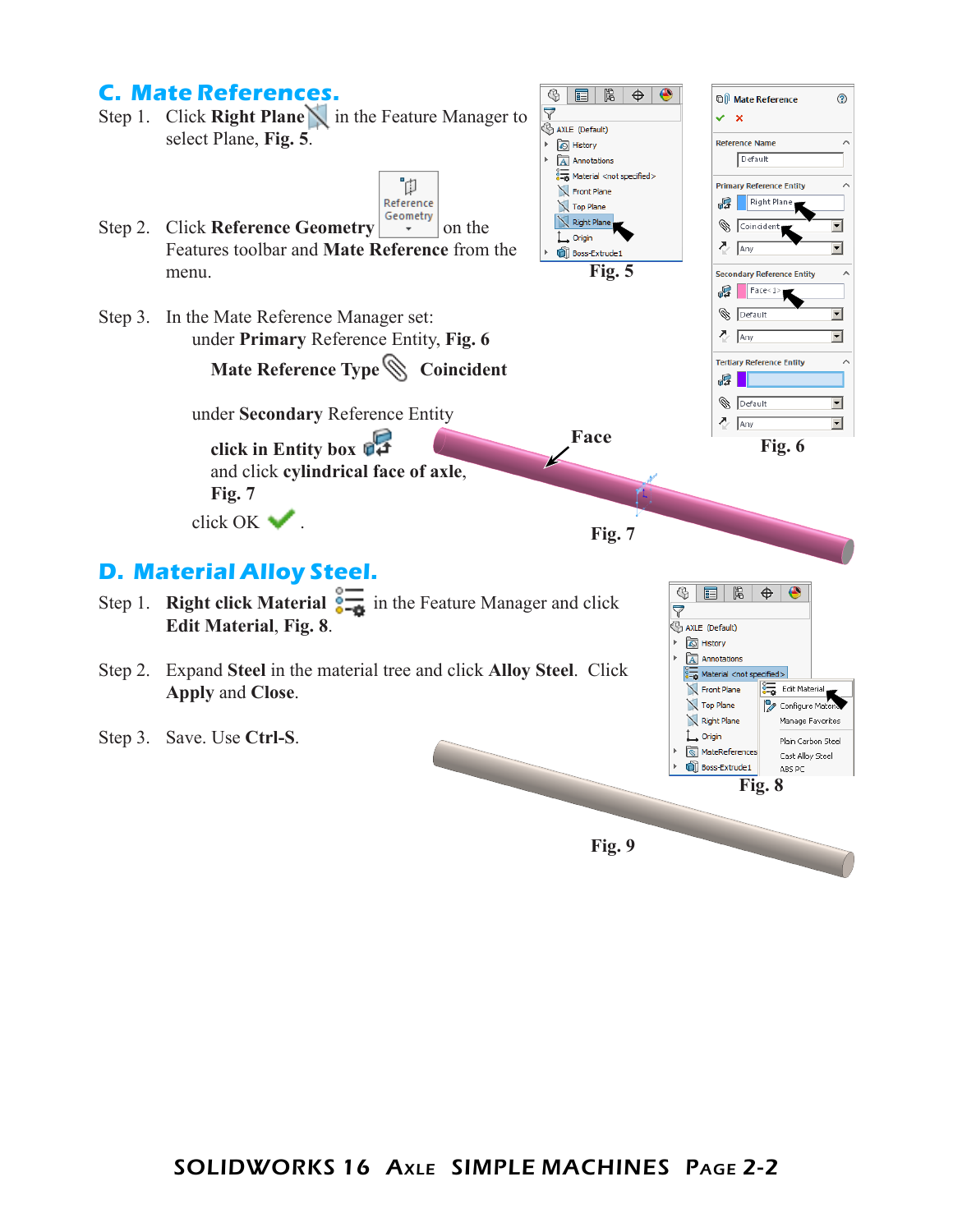## C. Mate References.

Step 1. Click **Right Plane** in the Feature Manager to select Plane, **Fig. 5**.

Step 2. Click **Reference Geometry** on the Features toolbar and **Mate Reference** from the menu.

Step 3. In the Mate Reference Manager set:

under **Primary** Reference Entity, **Fig. 6**

**Mate Reference Type** **Coincident**

under **Secondary** Reference Entity

**click in Entity box**
and click **cylindrical face of axle**,
**Fig. 7**

click OK .

Fig. 5

Fig. 6

Face

Fig. 7

## D. Material Alloy Steel.

Step 1. **Right click Material** in the Feature Manager and click **Edit Material**, **Fig. 8**.

Step 2. Expand **Steel** in the material tree and click **Alloy Steel**. Click **Apply** and **Close**.

Step 3. Save. Use **Ctrl-S**.

Fig. 8

Fig. 9